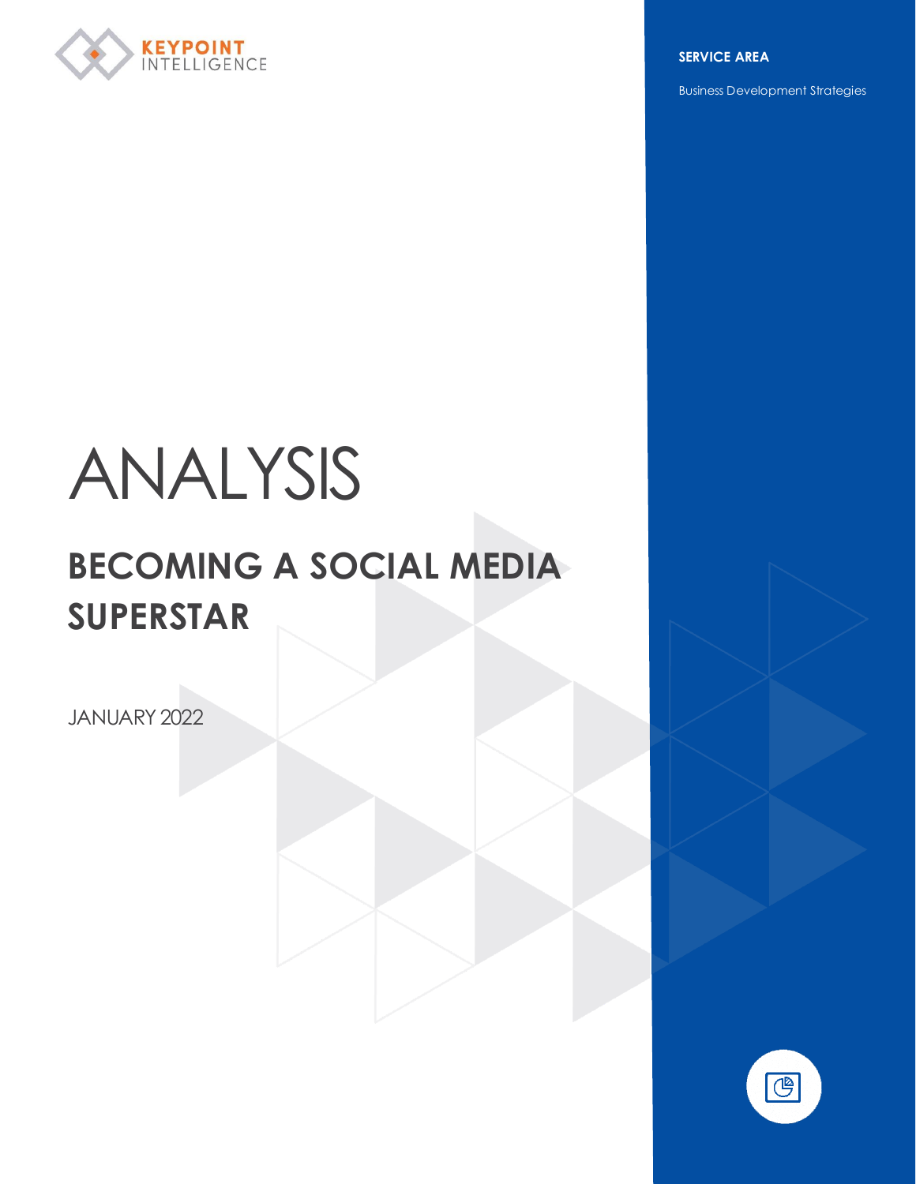KEYPOINT INTELLIGENCE

**SERVICE AREA**

Business Development Strategies

# ANALYSIS

## BECOMING A SOCIAL MEDIA SUPERSTAR

JANUARY 2022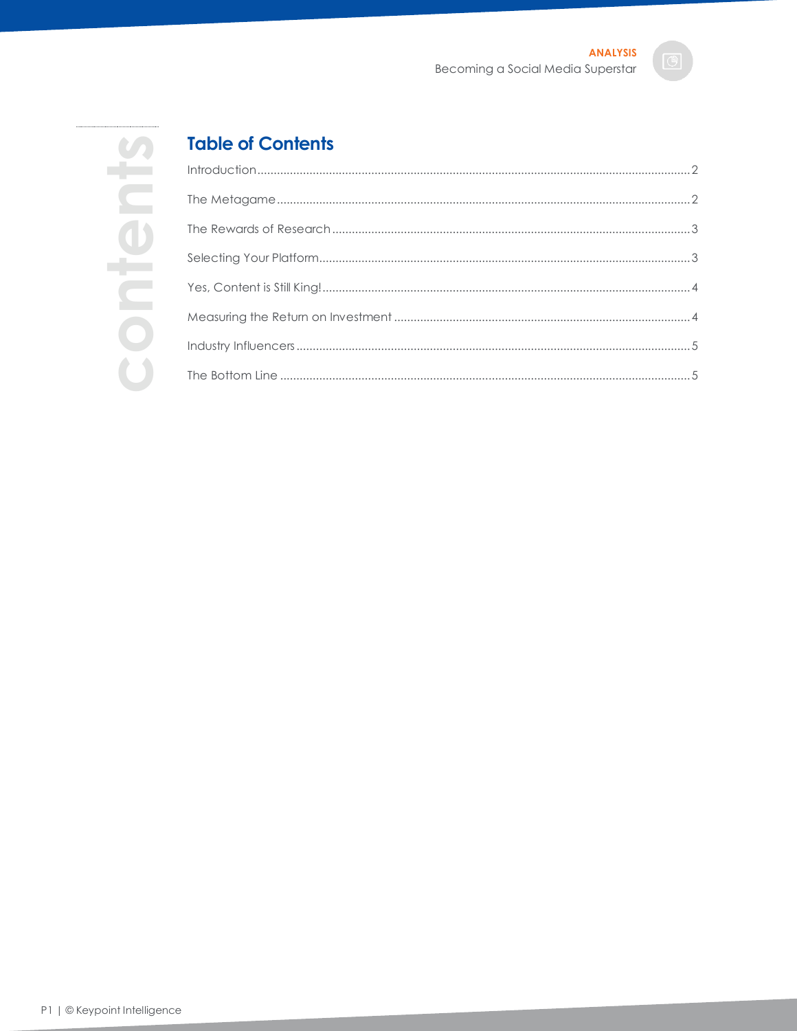## Table of Contents

Introduction ........ 2

The Metagame ........ 2

The Rewards of Research ........ 3

Selecting Your Platform ........ 3

Yes, Content is Still King! ........ 4

Measuring the Return on Investment ........ 4

Industry Influencers ........ 5

The Bottom Line ........ 5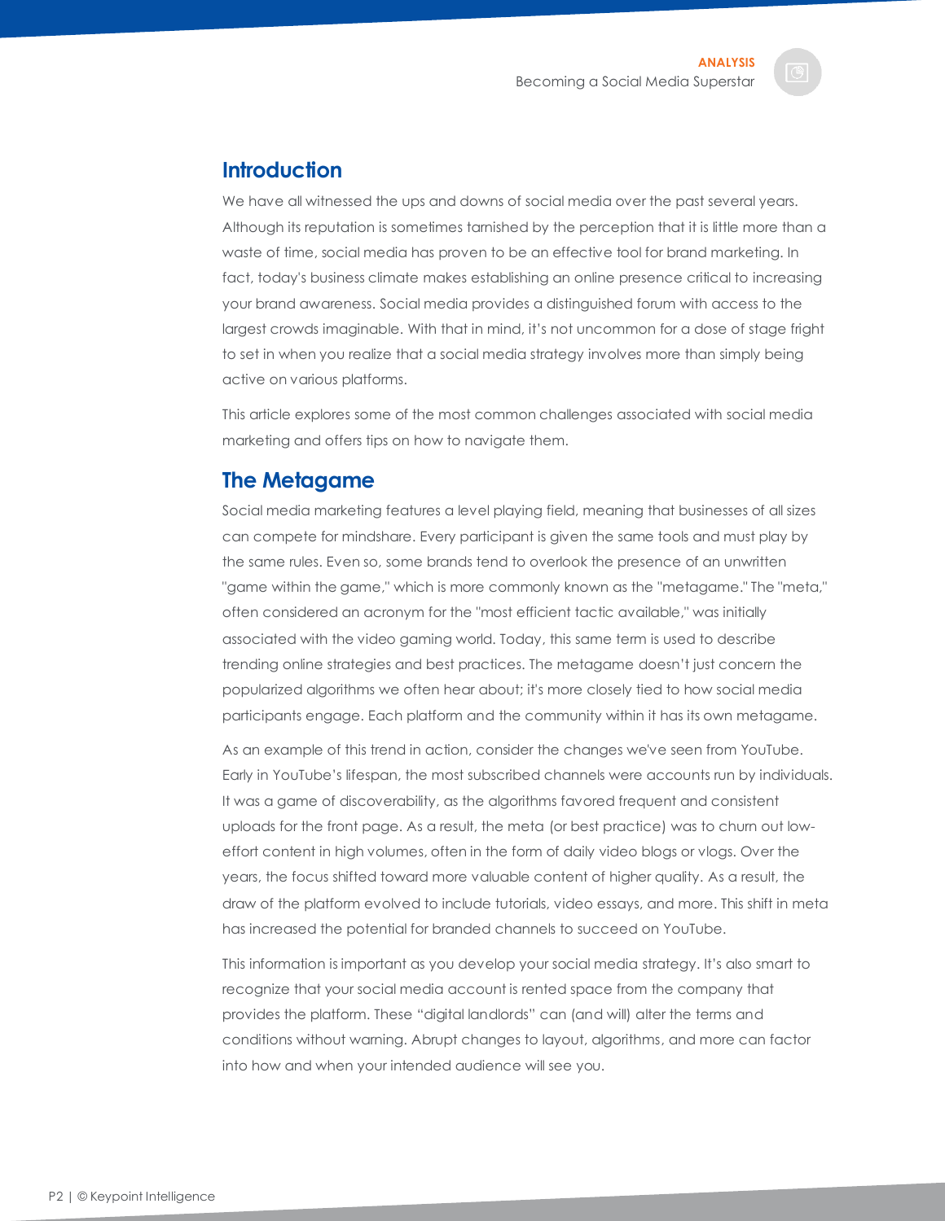## Introduction

We have all witnessed the ups and downs of social media over the past several years. Although its reputation is sometimes tarnished by the perception that it is little more than a waste of time, social media has proven to be an effective tool for brand marketing. In fact, today's business climate makes establishing an online presence critical to increasing your brand awareness. Social media provides a distinguished forum with access to the largest crowds imaginable. With that in mind, it's not uncommon for a dose of stage fright to set in when you realize that a social media strategy involves more than simply being active on various platforms.

This article explores some of the most common challenges associated with social media marketing and offers tips on how to navigate them.

## The Metagame

Social media marketing features a level playing field, meaning that businesses of all sizes can compete for mindshare. Every participant is given the same tools and must play by the same rules. Even so, some brands tend to overlook the presence of an unwritten "game within the game," which is more commonly known as the "metagame." The "meta," often considered an acronym for the "most efficient tactic available," was initially associated with the video gaming world. Today, this same term is used to describe trending online strategies and best practices. The metagame doesn't just concern the popularized algorithms we often hear about; it's more closely tied to how social media participants engage. Each platform and the community within it has its own metagame.

As an example of this trend in action, consider the changes we've seen from YouTube. Early in YouTube's lifespan, the most subscribed channels were accounts run by individuals. It was a game of discoverability, as the algorithms favored frequent and consistent uploads for the front page. As a result, the meta (or best practice) was to churn out low-effort content in high volumes, often in the form of daily video blogs or vlogs. Over the years, the focus shifted toward more valuable content of higher quality. As a result, the draw of the platform evolved to include tutorials, video essays, and more. This shift in meta has increased the potential for branded channels to succeed on YouTube.

This information is important as you develop your social media strategy. It's also smart to recognize that your social media account is rented space from the company that provides the platform. These "digital landlords" can (and will) alter the terms and conditions without warning. Abrupt changes to layout, algorithms, and more can factor into how and when your intended audience will see you.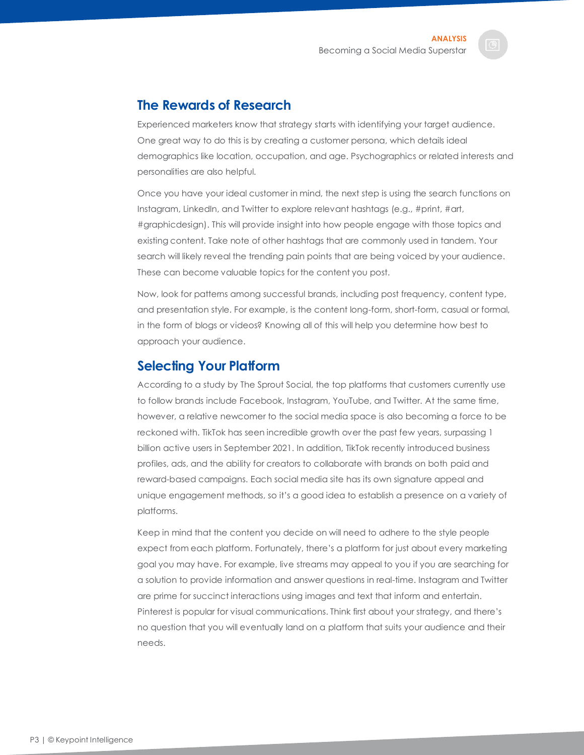## The Rewards of Research

Experienced marketers know that strategy starts with identifying your target audience. One great way to do this is by creating a customer persona, which details ideal demographics like location, occupation, and age. Psychographics or related interests and personalities are also helpful.

Once you have your ideal customer in mind, the next step is using the search functions on Instagram, LinkedIn, and Twitter to explore relevant hashtags (e.g., #print, #art, #graphicdesign). This will provide insight into how people engage with those topics and existing content. Take note of other hashtags that are commonly used in tandem. Your search will likely reveal the trending pain points that are being voiced by your audience. These can become valuable topics for the content you post.

Now, look for patterns among successful brands, including post frequency, content type, and presentation style. For example, is the content long-form, short-form, casual or formal, in the form of blogs or videos? Knowing all of this will help you determine how best to approach your audience.

## Selecting Your Platform

According to a study by The Sprout Social, the top platforms that customers currently use to follow brands include Facebook, Instagram, YouTube, and Twitter. At the same time, however, a relative newcomer to the social media space is also becoming a force to be reckoned with. TikTok has seen incredible growth over the past few years, surpassing 1 billion active users in September 2021. In addition, TikTok recently introduced business profiles, ads, and the ability for creators to collaborate with brands on both paid and reward-based campaigns. Each social media site has its own signature appeal and unique engagement methods, so it's a good idea to establish a presence on a variety of platforms.

Keep in mind that the content you decide on will need to adhere to the style people expect from each platform. Fortunately, there's a platform for just about every marketing goal you may have. For example, live streams may appeal to you if you are searching for a solution to provide information and answer questions in real-time. Instagram and Twitter are prime for succinct interactions using images and text that inform and entertain. Pinterest is popular for visual communications. Think first about your strategy, and there's no question that you will eventually land on a platform that suits your audience and their needs.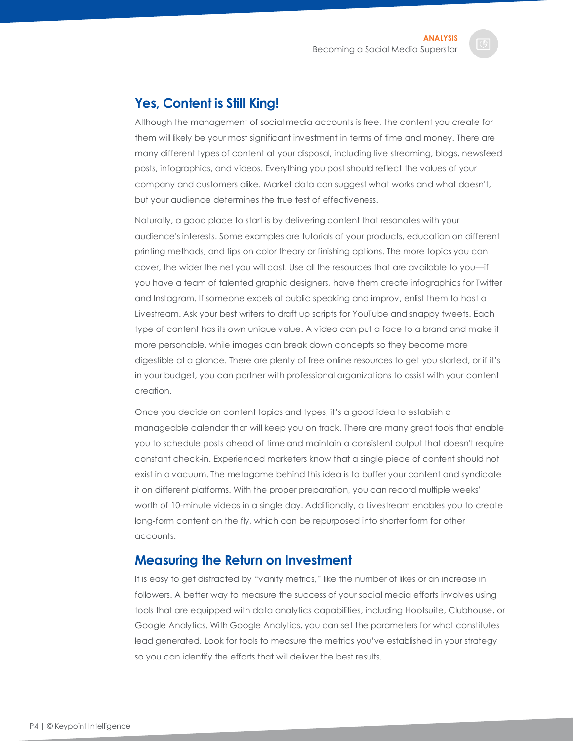## Yes, Content is Still King!

Although the management of social media accounts is free, the content you create for them will likely be your most significant investment in terms of time and money. There are many different types of content at your disposal, including live streaming, blogs, newsfeed posts, infographics, and videos. Everything you post should reflect the values of your company and customers alike. Market data can suggest what works and what doesn't, but your audience determines the true test of effectiveness.

Naturally, a good place to start is by delivering content that resonates with your audience's interests. Some examples are tutorials of your products, education on different printing methods, and tips on color theory or finishing options. The more topics you can cover, the wider the net you will cast. Use all the resources that are available to you—if you have a team of talented graphic designers, have them create infographics for Twitter and Instagram. If someone excels at public speaking and improv, enlist them to host a Livestream. Ask your best writers to draft up scripts for YouTube and snappy tweets. Each type of content has its own unique value. A video can put a face to a brand and make it more personable, while images can break down concepts so they become more digestible at a glance. There are plenty of free online resources to get you started, or if it's in your budget, you can partner with professional organizations to assist with your content creation.

Once you decide on content topics and types, it's a good idea to establish a manageable calendar that will keep you on track. There are many great tools that enable you to schedule posts ahead of time and maintain a consistent output that doesn't require constant check-in. Experienced marketers know that a single piece of content should not exist in a vacuum. The metagame behind this idea is to buffer your content and syndicate it on different platforms. With the proper preparation, you can record multiple weeks' worth of 10-minute videos in a single day. Additionally, a Livestream enables you to create long-form content on the fly, which can be repurposed into shorter form for other accounts.

## Measuring the Return on Investment

It is easy to get distracted by "vanity metrics," like the number of likes or an increase in followers. A better way to measure the success of your social media efforts involves using tools that are equipped with data analytics capabilities, including Hootsuite, Clubhouse, or Google Analytics. With Google Analytics, you can set the parameters for what constitutes lead generated. Look for tools to measure the metrics you've established in your strategy so you can identify the efforts that will deliver the best results.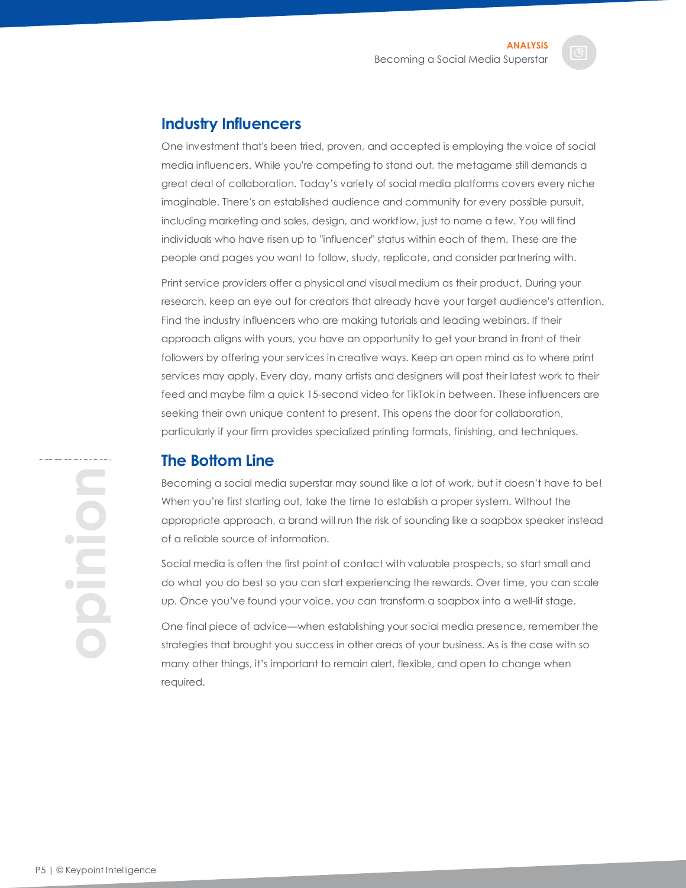## Industry Influencers

One investment that's been tried, proven, and accepted is employing the voice of social media influencers. While you're competing to stand out, the metagame still demands a great deal of collaboration. Today's variety of social media platforms covers every niche imaginable. There's an established audience and community for every possible pursuit, including marketing and sales, design, and workflow, just to name a few. You will find individuals who have risen up to "influencer" status within each of them. These are the people and pages you want to follow, study, replicate, and consider partnering with.

Print service providers offer a physical and visual medium as their product. During your research, keep an eye out for creators that already have your target audience's attention. Find the industry influencers who are making tutorials and leading webinars. If their approach aligns with yours, you have an opportunity to get your brand in front of their followers by offering your services in creative ways. Keep an open mind as to where print services may apply. Every day, many artists and designers will post their latest work to their feed and maybe film a quick 15-second video for TikTok in between. These influencers are seeking their own unique content to present. This opens the door for collaboration, particularly if your firm provides specialized printing formats, finishing, and techniques.

## The Bottom Line

Becoming a social media superstar may sound like a lot of work, but it doesn't have to be! When you're first starting out, take the time to establish a proper system. Without the appropriate approach, a brand will run the risk of sounding like a soapbox speaker instead of a reliable source of information.

Social media is often the first point of contact with valuable prospects, so start small and do what you do best so you can start experiencing the rewards. Over time, you can scale up. Once you've found your voice, you can transform a soapbox into a well-lit stage.

One final piece of advice—when establishing your social media presence, remember the strategies that brought you success in other areas of your business. As is the case with so many other things, it's important to remain alert, flexible, and open to change when required.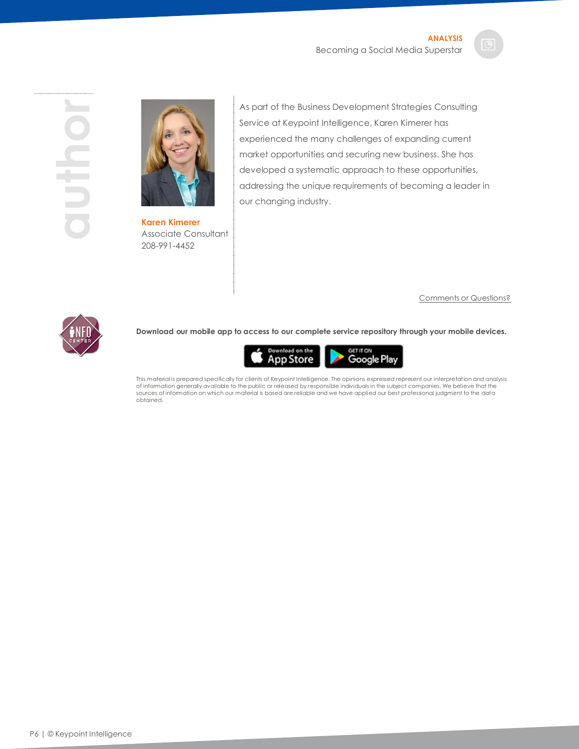## author

**Karen Kimerer**
Associate Consultant
208-991-4452

As part of the Business Development Strategies Consulting Service at Keypoint Intelligence, Karen Kimerer has experienced the many challenges of expanding current market opportunities and securing new business. She has developed a systematic approach to these opportunities, addressing the unique requirements of becoming a leader in our changing industry.

Comments or Questions?

**Download our mobile app to access to our complete service repository through your mobile devices.**

This material is prepared specifically for clients of Keypoint Intelligence. The opinions expressed represent our interpretation and analysis of information generally available to the public or released by responsible individuals in the subject companies. We believe that the sources of information on which our material is based are reliable and we have applied our best professional judgment to the data obtained.